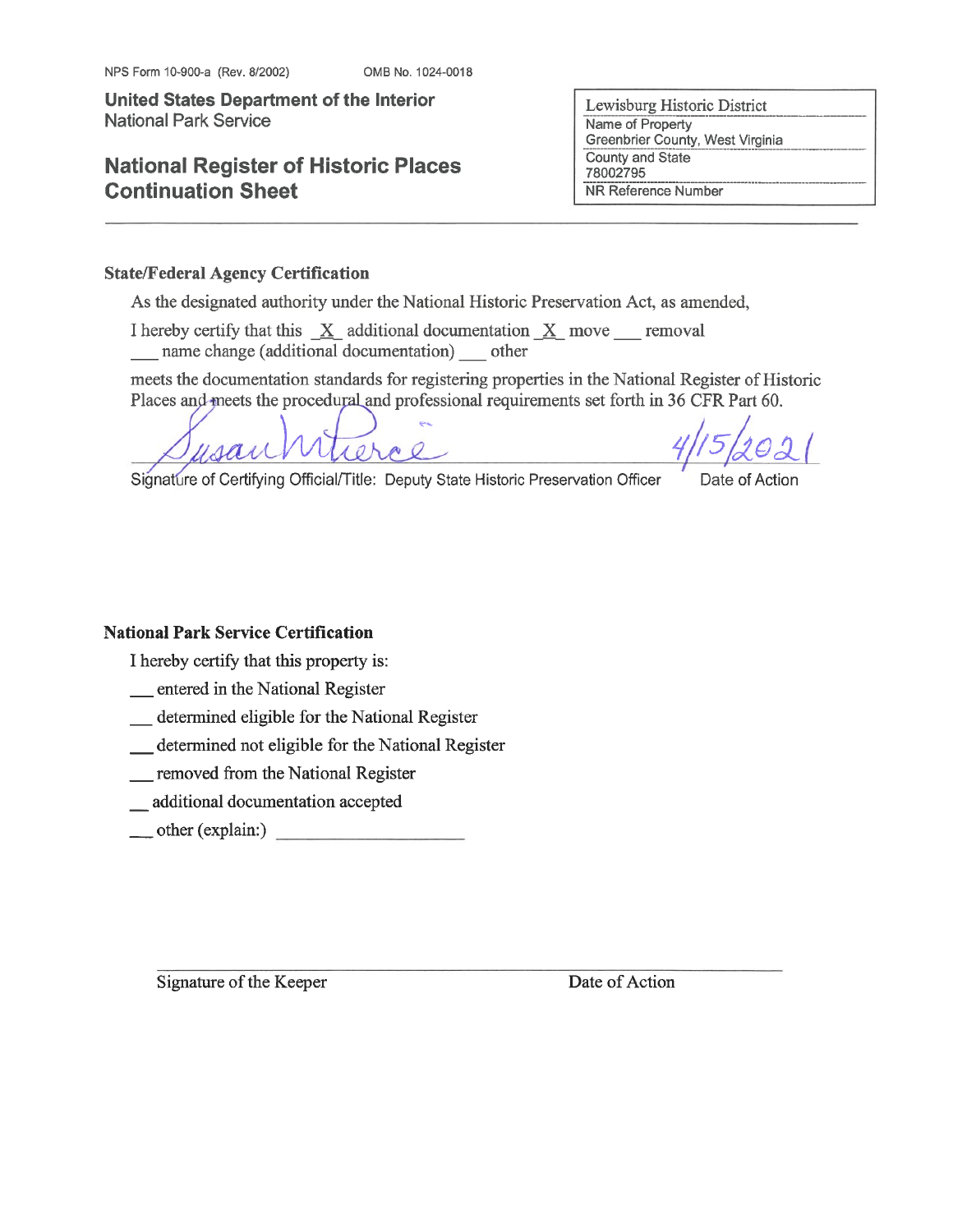NPS Form 10-900-a (Rev. 8/2002) OMB No. 1024-0018

**United States Department of the Interior**
National Park Service

# National Register of Historic Places Continuation Sheet

| Lewisburg Historic District |
|---|
| Name of Property |
| Greenbrier County, West Virginia |
| County and State |
| 78002795 |
| NR Reference Number |

## State/Federal Agency Certification

As the designated authority under the National Historic Preservation Act, as amended,

I hereby certify that this _X_ additional documentation _X_ move ___ removal ___ name change (additional documentation) ___ other

meets the documentation standards for registering properties in the National Register of Historic Places and meets the procedural and professional requirements set forth in 36 CFR Part 60.

Susan M. Pierce 4/15/2021

Signature of Certifying Official/Title: Deputy State Historic Preservation Officer Date of Action

## National Park Service Certification

I hereby certify that this property is:

__ entered in the National Register

__ determined eligible for the National Register

__ determined not eligible for the National Register

__ removed from the National Register

__ additional documentation accepted

__ other (explain:) ____________________

Signature of the Keeper Date of Action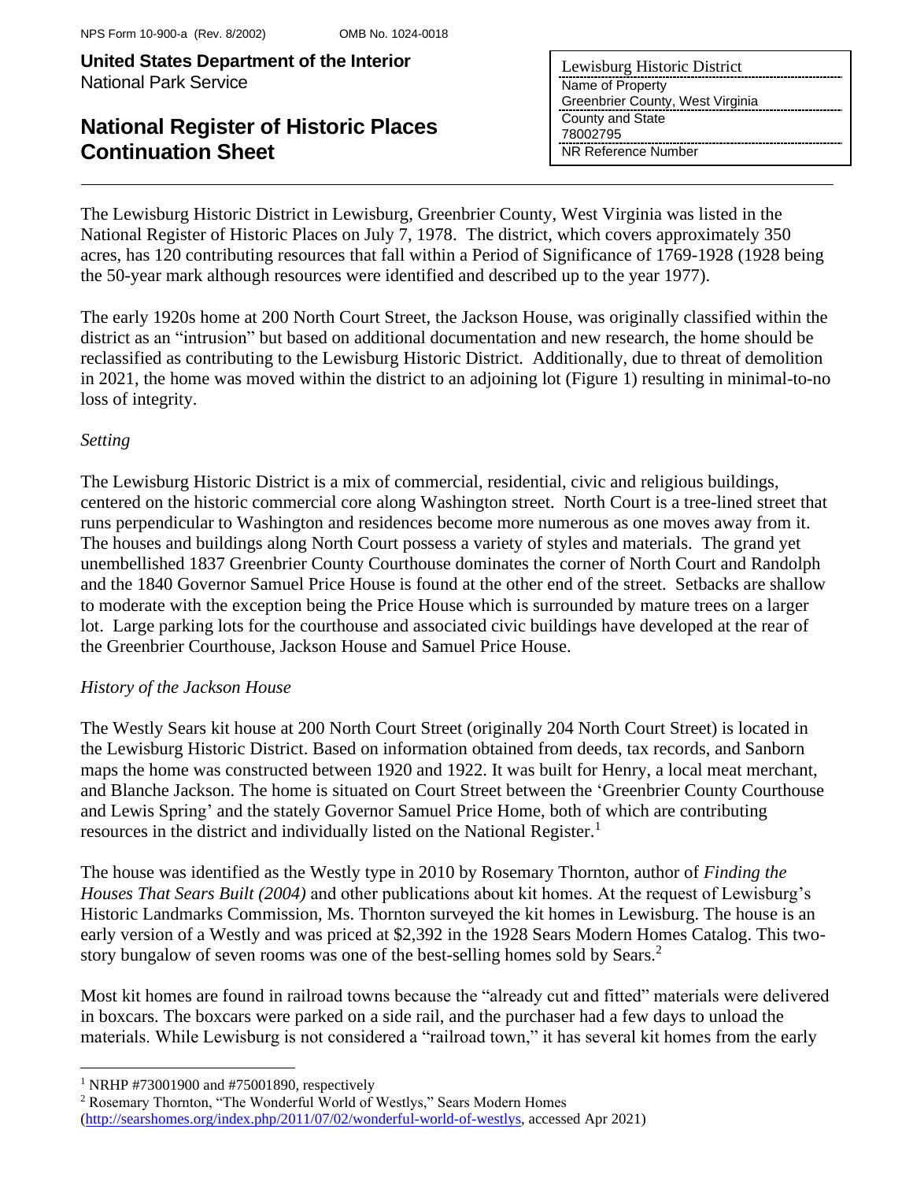The Lewisburg Historic District in Lewisburg, Greenbrier County, West Virginia was listed in the National Register of Historic Places on July 7, 1978. The district, which covers approximately 350 acres, has 120 contributing resources that fall within a Period of Significance of 1769-1928 (1928 being the 50-year mark although resources were identified and described up to the year 1977).

The early 1920s home at 200 North Court Street, the Jackson House, was originally classified within the district as an "intrusion" but based on additional documentation and new research, the home should be reclassified as contributing to the Lewisburg Historic District. Additionally, due to threat of demolition in 2021, the home was moved within the district to an adjoining lot (Figure 1) resulting in minimal-to-no loss of integrity.

*Setting*

The Lewisburg Historic District is a mix of commercial, residential, civic and religious buildings, centered on the historic commercial core along Washington street. North Court is a tree-lined street that runs perpendicular to Washington and residences become more numerous as one moves away from it. The houses and buildings along North Court possess a variety of styles and materials. The grand yet unembellished 1837 Greenbrier County Courthouse dominates the corner of North Court and Randolph and the 1840 Governor Samuel Price House is found at the other end of the street. Setbacks are shallow to moderate with the exception being the Price House which is surrounded by mature trees on a larger lot. Large parking lots for the courthouse and associated civic buildings have developed at the rear of the Greenbrier Courthouse, Jackson House and Samuel Price House.

*History of the Jackson House*

The Westly Sears kit house at 200 North Court Street (originally 204 North Court Street) is located in the Lewisburg Historic District. Based on information obtained from deeds, tax records, and Sanborn maps the home was constructed between 1920 and 1922. It was built for Henry, a local meat merchant, and Blanche Jackson. The home is situated on Court Street between the 'Greenbrier County Courthouse and Lewis Spring' and the stately Governor Samuel Price Home, both of which are contributing resources in the district and individually listed on the National Register.[1]

The house was identified as the Westly type in 2010 by Rosemary Thornton, author of *Finding the Houses That Sears Built (2004)* and other publications about kit homes. At the request of Lewisburg's Historic Landmarks Commission, Ms. Thornton surveyed the kit homes in Lewisburg. The house is an early version of a Westly and was priced at $2,392 in the 1928 Sears Modern Homes Catalog. This two-story bungalow of seven rooms was one of the best-selling homes sold by Sears.[2]

Most kit homes are found in railroad towns because the "already cut and fitted" materials were delivered in boxcars. The boxcars were parked on a side rail, and the purchaser had a few days to unload the materials. While Lewisburg is not considered a "railroad town," it has several kit homes from the early

---

[1] NRHP #73001900 and #75001890, respectively

[2] Rosemary Thornton, "The Wonderful World of Westlys," Sears Modern Homes (http://searshomes.org/index.php/2011/07/02/wonderful-world-of-westlys, accessed Apr 2021)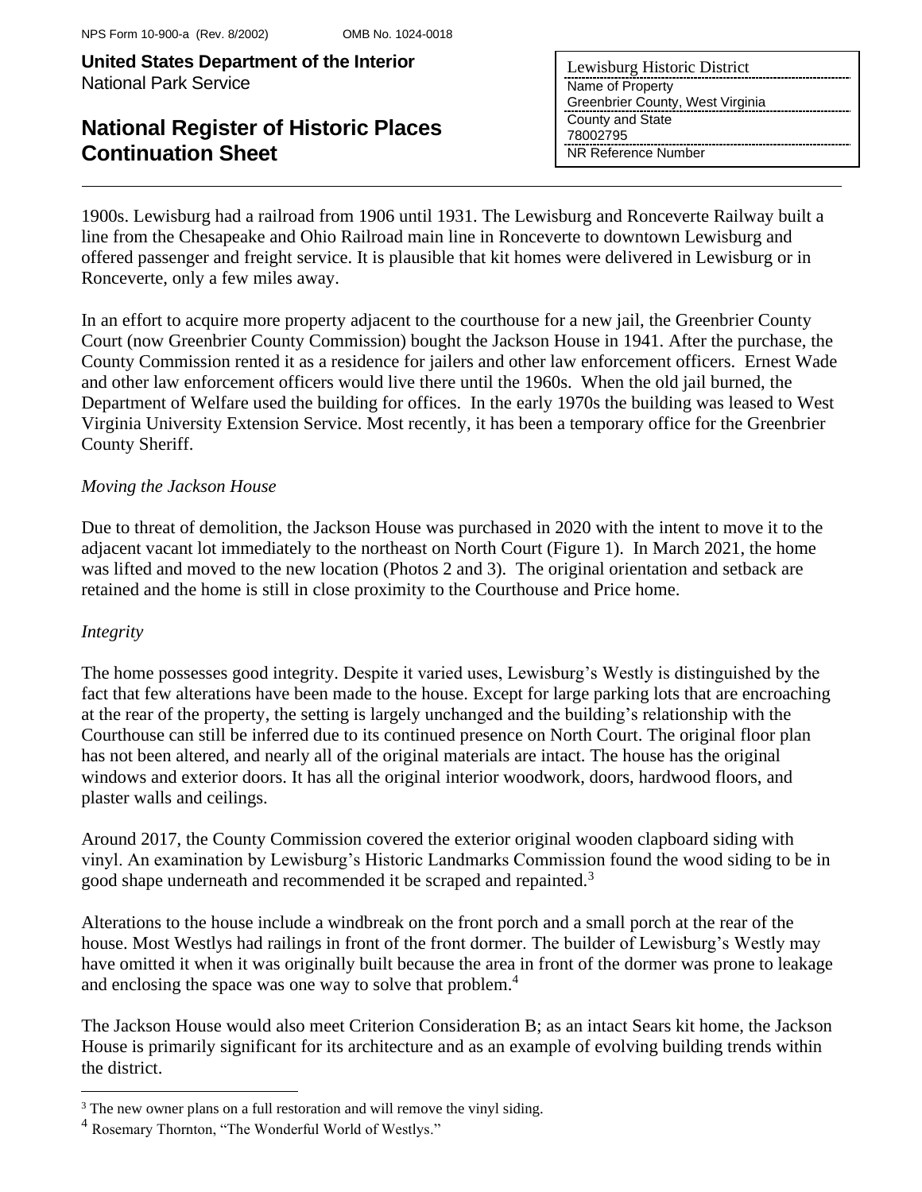1900s. Lewisburg had a railroad from 1906 until 1931. The Lewisburg and Ronceverte Railway built a line from the Chesapeake and Ohio Railroad main line in Ronceverte to downtown Lewisburg and offered passenger and freight service. It is plausible that kit homes were delivered in Lewisburg or in Ronceverte, only a few miles away.

In an effort to acquire more property adjacent to the courthouse for a new jail, the Greenbrier County Court (now Greenbrier County Commission) bought the Jackson House in 1941. After the purchase, the County Commission rented it as a residence for jailers and other law enforcement officers. Ernest Wade and other law enforcement officers would live there until the 1960s. When the old jail burned, the Department of Welfare used the building for offices. In the early 1970s the building was leased to West Virginia University Extension Service. Most recently, it has been a temporary office for the Greenbrier County Sheriff.

*Moving the Jackson House*

Due to threat of demolition, the Jackson House was purchased in 2020 with the intent to move it to the adjacent vacant lot immediately to the northeast on North Court (Figure 1). In March 2021, the home was lifted and moved to the new location (Photos 2 and 3). The original orientation and setback are retained and the home is still in close proximity to the Courthouse and Price home.

*Integrity*

The home possesses good integrity. Despite it varied uses, Lewisburg's Westly is distinguished by the fact that few alterations have been made to the house. Except for large parking lots that are encroaching at the rear of the property, the setting is largely unchanged and the building's relationship with the Courthouse can still be inferred due to its continued presence on North Court. The original floor plan has not been altered, and nearly all of the original materials are intact. The house has the original windows and exterior doors. It has all the original interior woodwork, doors, hardwood floors, and plaster walls and ceilings.

Around 2017, the County Commission covered the exterior original wooden clapboard siding with vinyl. An examination by Lewisburg's Historic Landmarks Commission found the wood siding to be in good shape underneath and recommended it be scraped and repainted.[3]

Alterations to the house include a windbreak on the front porch and a small porch at the rear of the house. Most Westlys had railings in front of the front dormer. The builder of Lewisburg's Westly may have omitted it when it was originally built because the area in front of the dormer was prone to leakage and enclosing the space was one way to solve that problem.[4]

The Jackson House would also meet Criterion Consideration B; as an intact Sears kit home, the Jackson House is primarily significant for its architecture and as an example of evolving building trends within the district.

[3] The new owner plans on a full restoration and will remove the vinyl siding.

[4] Rosemary Thornton, "The Wonderful World of Westlys."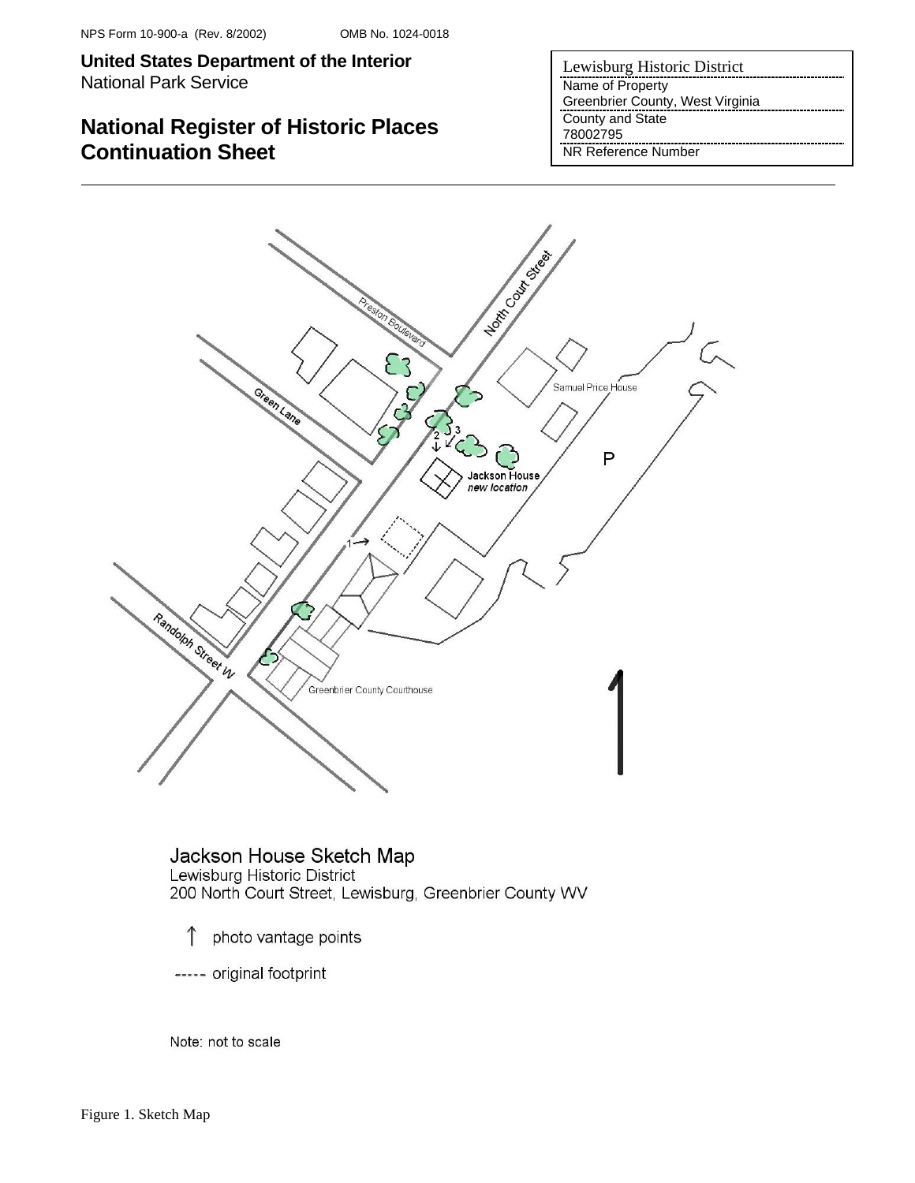NPS Form 10-900-a (Rev. 8/2002) OMB No. 1024-0018

**United States Department of the Interior**
National Park Service

## National Register of Historic Places Continuation Sheet

Lewisburg Historic District
Name of Property
Greenbrier County, West Virginia
County and State
78002795
NR Reference Number

Preston Boulevard

North Court Street

Green Lane

Samuel Price House

P

Jackson House
*new location*

Randolph Street W

Greenbrier County Courthouse

Jackson House Sketch Map
Lewisburg Historic District
200 North Court Street, Lewisburg, Greenbrier County WV

↑ photo vantage points

----- original footprint

Note: not to scale

Figure 1. Sketch Map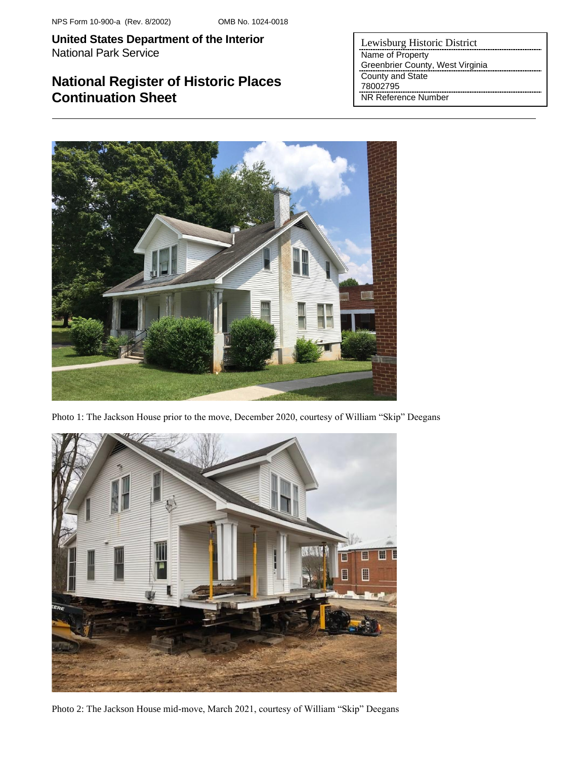Photo 1: The Jackson House prior to the move, December 2020, courtesy of William "Skip" Deegans

Photo 2: The Jackson House mid-move, March 2021, courtesy of William "Skip" Deegans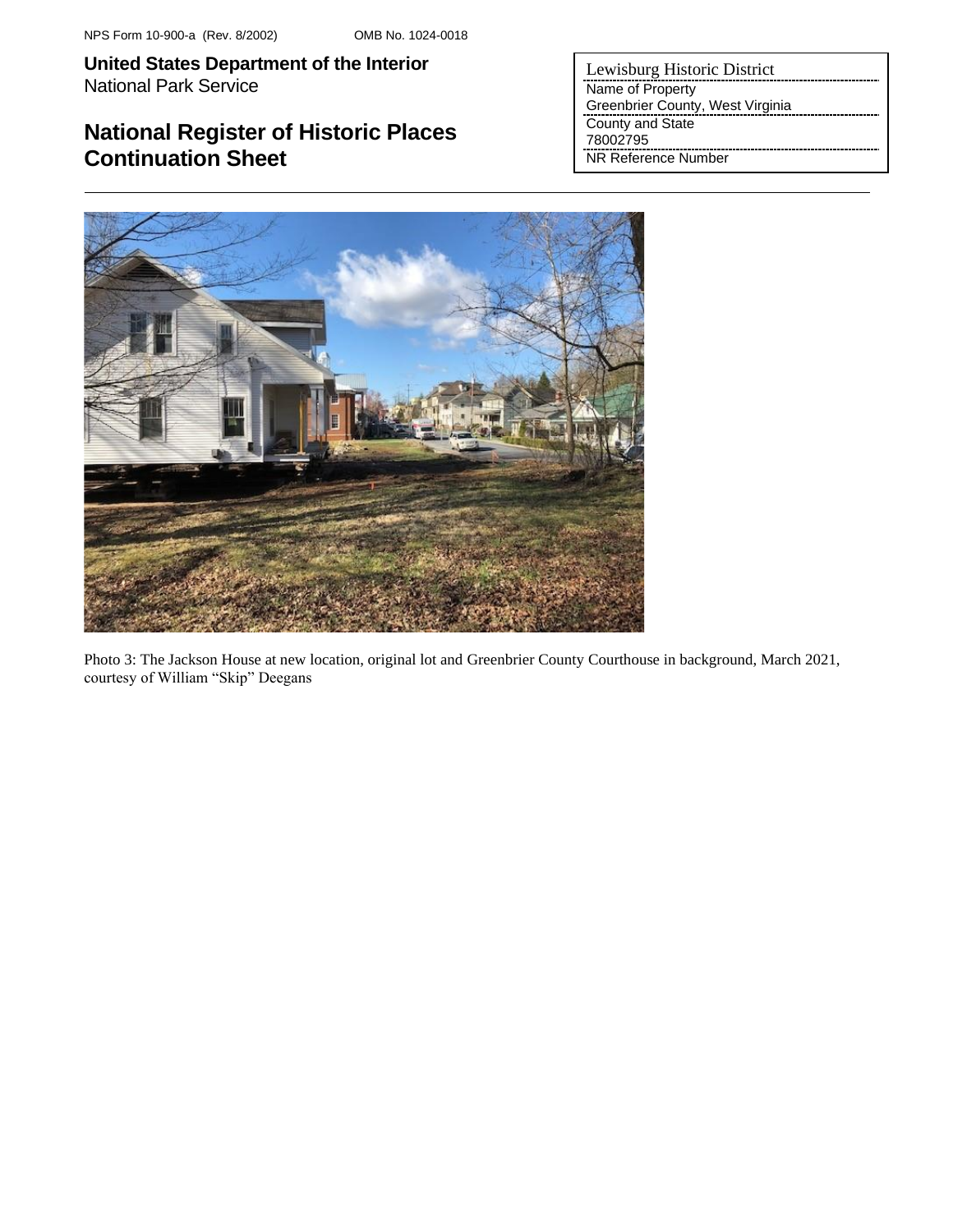Photo 3: The Jackson House at new location, original lot and Greenbrier County Courthouse in background, March 2021, courtesy of William “Skip” Deegans